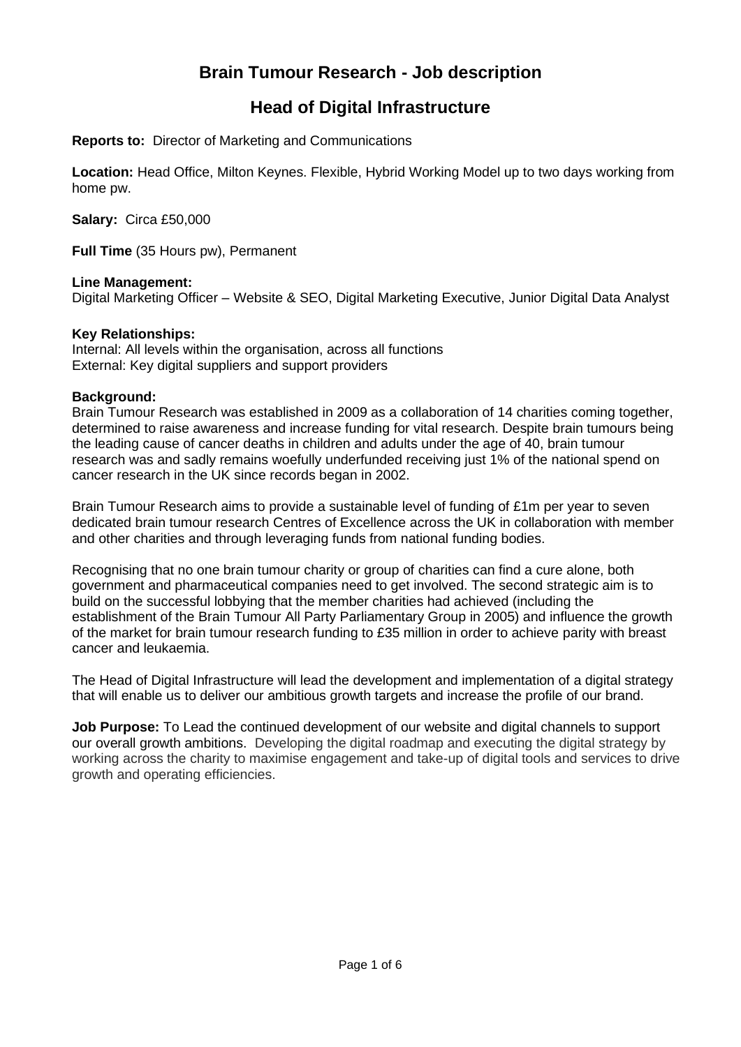# Brain Tumour Research - Job description

## Head of Digital Infrastructure

**Reports to:** Director of Marketing and Communications

**Location:** Head Office, Milton Keynes. Flexible, Hybrid Working Model up to two days working from home pw.

**Salary:** Circa £50,000

**Full Time** (35 Hours pw), Permanent

**Line Management:**
Digital Marketing Officer – Website & SEO, Digital Marketing Executive, Junior Digital Data Analyst

**Key Relationships:**
Internal: All levels within the organisation, across all functions
External: Key digital suppliers and support providers

**Background:**
Brain Tumour Research was established in 2009 as a collaboration of 14 charities coming together, determined to raise awareness and increase funding for vital research. Despite brain tumours being the leading cause of cancer deaths in children and adults under the age of 40, brain tumour research was and sadly remains woefully underfunded receiving just 1% of the national spend on cancer research in the UK since records began in 2002.

Brain Tumour Research aims to provide a sustainable level of funding of £1m per year to seven dedicated brain tumour research Centres of Excellence across the UK in collaboration with member and other charities and through leveraging funds from national funding bodies.

Recognising that no one brain tumour charity or group of charities can find a cure alone, both government and pharmaceutical companies need to get involved. The second strategic aim is to build on the successful lobbying that the member charities had achieved (including the establishment of the Brain Tumour All Party Parliamentary Group in 2005) and influence the growth of the market for brain tumour research funding to £35 million in order to achieve parity with breast cancer and leukaemia.

The Head of Digital Infrastructure will lead the development and implementation of a digital strategy that will enable us to deliver our ambitious growth targets and increase the profile of our brand.

**Job Purpose:** To Lead the continued development of our website and digital channels to support our overall growth ambitions. Developing the digital roadmap and executing the digital strategy by working across the charity to maximise engagement and take-up of digital tools and services to drive growth and operating efficiencies.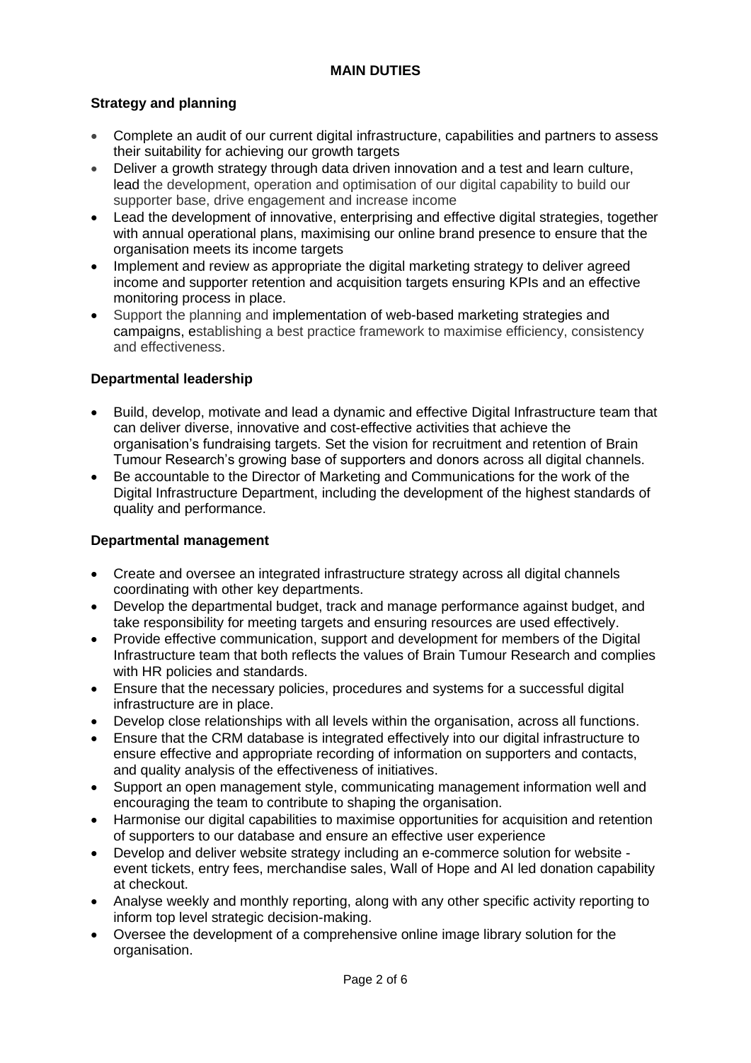## MAIN DUTIES

### Strategy and planning

- Complete an audit of our current digital infrastructure, capabilities and partners to assess their suitability for achieving our growth targets
- Deliver a growth strategy through data driven innovation and a test and learn culture, lead the development, operation and optimisation of our digital capability to build our supporter base, drive engagement and increase income
- Lead the development of innovative, enterprising and effective digital strategies, together with annual operational plans, maximising our online brand presence to ensure that the organisation meets its income targets
- Implement and review as appropriate the digital marketing strategy to deliver agreed income and supporter retention and acquisition targets ensuring KPIs and an effective monitoring process in place.
- Support the planning and implementation of web-based marketing strategies and campaigns, establishing a best practice framework to maximise efficiency, consistency and effectiveness.

### Departmental leadership

- Build, develop, motivate and lead a dynamic and effective Digital Infrastructure team that can deliver diverse, innovative and cost-effective activities that achieve the organisation's fundraising targets. Set the vision for recruitment and retention of Brain Tumour Research's growing base of supporters and donors across all digital channels.
- Be accountable to the Director of Marketing and Communications for the work of the Digital Infrastructure Department, including the development of the highest standards of quality and performance.

### Departmental management

- Create and oversee an integrated infrastructure strategy across all digital channels coordinating with other key departments.
- Develop the departmental budget, track and manage performance against budget, and take responsibility for meeting targets and ensuring resources are used effectively.
- Provide effective communication, support and development for members of the Digital Infrastructure team that both reflects the values of Brain Tumour Research and complies with HR policies and standards.
- Ensure that the necessary policies, procedures and systems for a successful digital infrastructure are in place.
- Develop close relationships with all levels within the organisation, across all functions.
- Ensure that the CRM database is integrated effectively into our digital infrastructure to ensure effective and appropriate recording of information on supporters and contacts, and quality analysis of the effectiveness of initiatives.
- Support an open management style, communicating management information well and encouraging the team to contribute to shaping the organisation.
- Harmonise our digital capabilities to maximise opportunities for acquisition and retention of supporters to our database and ensure an effective user experience
- Develop and deliver website strategy including an e-commerce solution for website - event tickets, entry fees, merchandise sales, Wall of Hope and AI led donation capability at checkout.
- Analyse weekly and monthly reporting, along with any other specific activity reporting to inform top level strategic decision-making.
- Oversee the development of a comprehensive online image library solution for the organisation.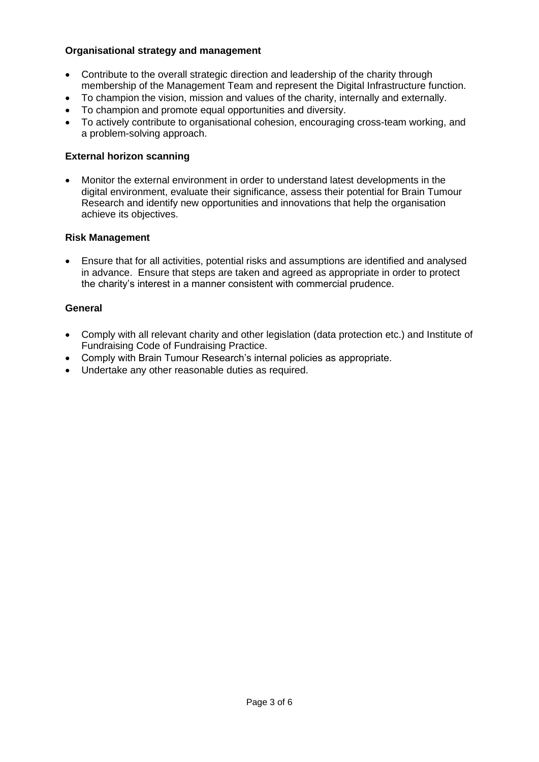**Organisational strategy and management**

- Contribute to the overall strategic direction and leadership of the charity through membership of the Management Team and represent the Digital Infrastructure function.
- To champion the vision, mission and values of the charity, internally and externally.
- To champion and promote equal opportunities and diversity.
- To actively contribute to organisational cohesion, encouraging cross-team working, and a problem-solving approach.

**External horizon scanning**

- Monitor the external environment in order to understand latest developments in the digital environment, evaluate their significance, assess their potential for Brain Tumour Research and identify new opportunities and innovations that help the organisation achieve its objectives.

**Risk Management**

- Ensure that for all activities, potential risks and assumptions are identified and analysed in advance. Ensure that steps are taken and agreed as appropriate in order to protect the charity's interest in a manner consistent with commercial prudence.

**General**

- Comply with all relevant charity and other legislation (data protection etc.) and Institute of Fundraising Code of Fundraising Practice.
- Comply with Brain Tumour Research's internal policies as appropriate.
- Undertake any other reasonable duties as required.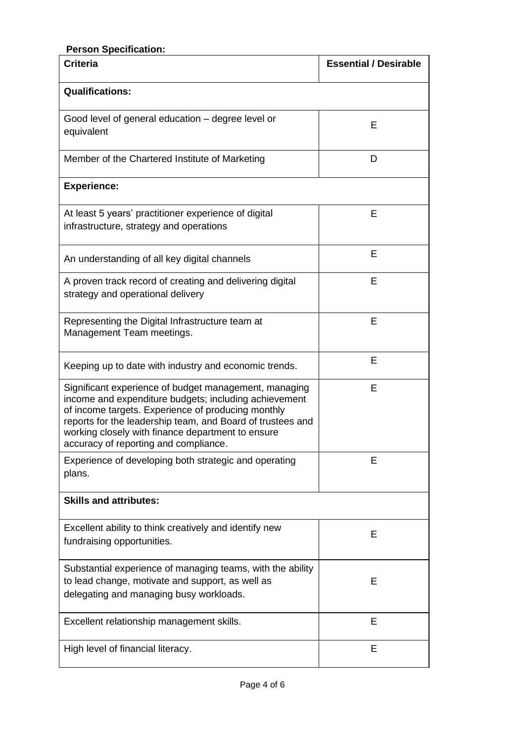**Person Specification:**

| Criteria | Essential / Desirable |
| --- | --- |
| **Qualifications:** | |
| Good level of general education – degree level or equivalent | E |
| Member of the Chartered Institute of Marketing | D |
| **Experience:** | |
| At least 5 years' practitioner experience of digital infrastructure, strategy and operations | E |
| An understanding of all key digital channels | E |
| A proven track record of creating and delivering digital strategy and operational delivery | E |
| Representing the Digital Infrastructure team at Management Team meetings. | E |
| Keeping up to date with industry and economic trends. | E |
| Significant experience of budget management, managing income and expenditure budgets; including achievement of income targets. Experience of producing monthly reports for the leadership team, and Board of trustees and working closely with finance department to ensure accuracy of reporting and compliance. | E |
| Experience of developing both strategic and operating plans. | E |
| **Skills and attributes:** | |
| Excellent ability to think creatively and identify new fundraising opportunities. | E |
| Substantial experience of managing teams, with the ability to lead change, motivate and support, as well as delegating and managing busy workloads. | E |
| Excellent relationship management skills. | E |
| High level of financial literacy. | E |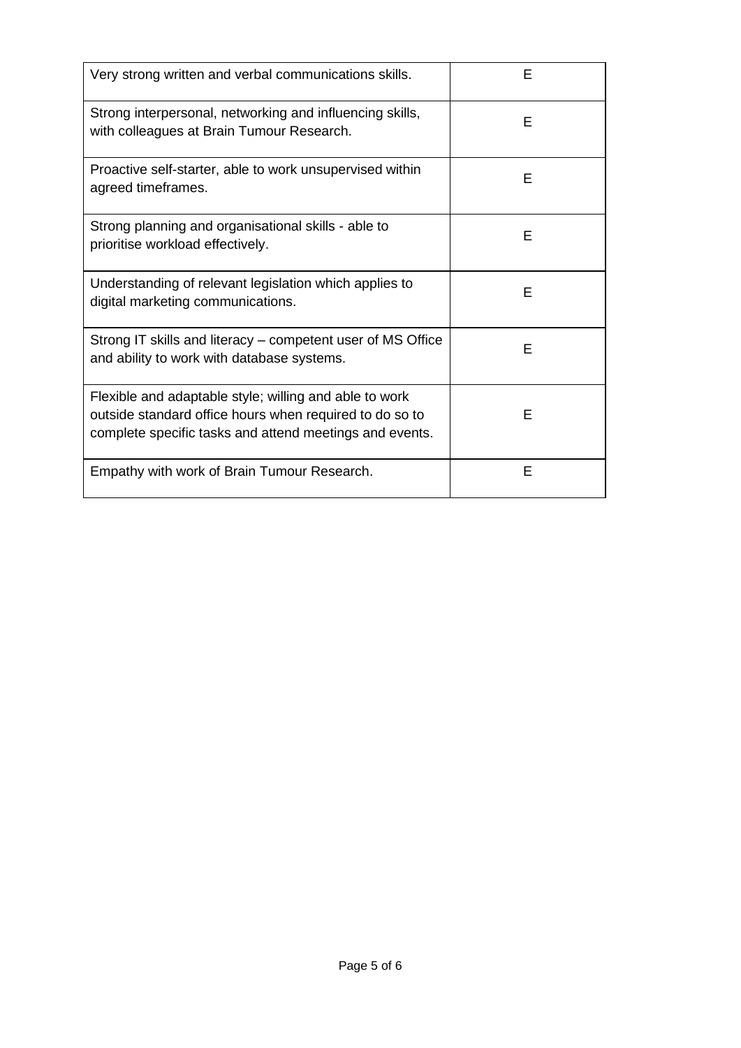| | |
|---|---|
| Very strong written and verbal communications skills. | E |
| Strong interpersonal, networking and influencing skills, with colleagues at Brain Tumour Research. | E |
| Proactive self-starter, able to work unsupervised within agreed timeframes. | E |
| Strong planning and organisational skills - able to prioritise workload effectively. | E |
| Understanding of relevant legislation which applies to digital marketing communications. | E |
| Strong IT skills and literacy – competent user of MS Office and ability to work with database systems. | E |
| Flexible and adaptable style; willing and able to work outside standard office hours when required to do so to complete specific tasks and attend meetings and events. | E |
| Empathy with work of Brain Tumour Research. | E |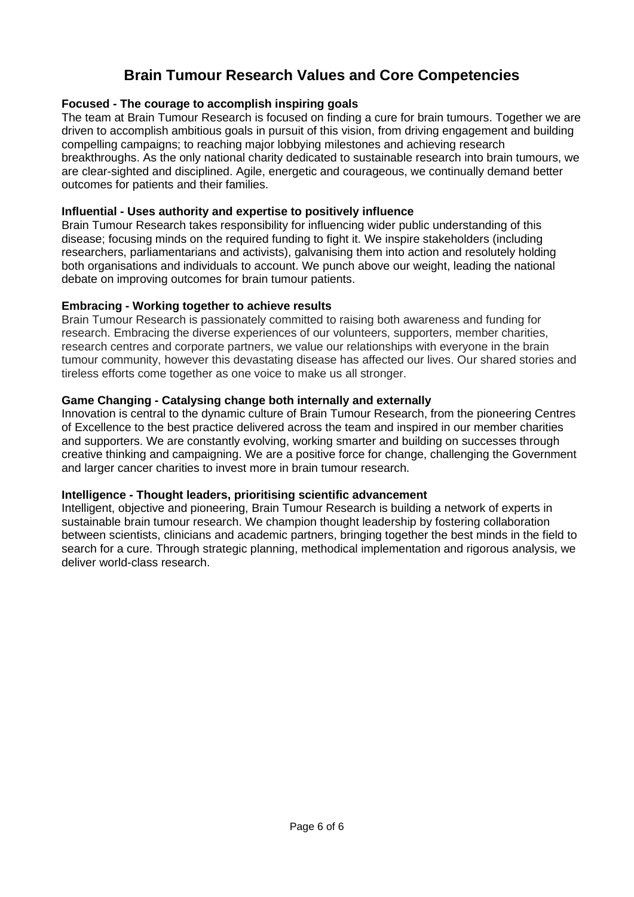# Brain Tumour Research Values and Core Competencies

**Focused - The courage to accomplish inspiring goals**
The team at Brain Tumour Research is focused on finding a cure for brain tumours. Together we are driven to accomplish ambitious goals in pursuit of this vision, from driving engagement and building compelling campaigns; to reaching major lobbying milestones and achieving research breakthroughs. As the only national charity dedicated to sustainable research into brain tumours, we are clear-sighted and disciplined. Agile, energetic and courageous, we continually demand better outcomes for patients and their families.

**Influential - Uses authority and expertise to positively influence**
Brain Tumour Research takes responsibility for influencing wider public understanding of this disease; focusing minds on the required funding to fight it. We inspire stakeholders (including researchers, parliamentarians and activists), galvanising them into action and resolutely holding both organisations and individuals to account. We punch above our weight, leading the national debate on improving outcomes for brain tumour patients.

**Embracing - Working together to achieve results**
Brain Tumour Research is passionately committed to raising both awareness and funding for research. Embracing the diverse experiences of our volunteers, supporters, member charities, research centres and corporate partners, we value our relationships with everyone in the brain tumour community, however this devastating disease has affected our lives. Our shared stories and tireless efforts come together as one voice to make us all stronger.

**Game Changing - Catalysing change both internally and externally**
Innovation is central to the dynamic culture of Brain Tumour Research, from the pioneering Centres of Excellence to the best practice delivered across the team and inspired in our member charities and supporters. We are constantly evolving, working smarter and building on successes through creative thinking and campaigning. We are a positive force for change, challenging the Government and larger cancer charities to invest more in brain tumour research.

**Intelligence - Thought leaders, prioritising scientific advancement**
Intelligent, objective and pioneering, Brain Tumour Research is building a network of experts in sustainable brain tumour research. We champion thought leadership by fostering collaboration between scientists, clinicians and academic partners, bringing together the best minds in the field to search for a cure. Through strategic planning, methodical implementation and rigorous analysis, we deliver world-class research.